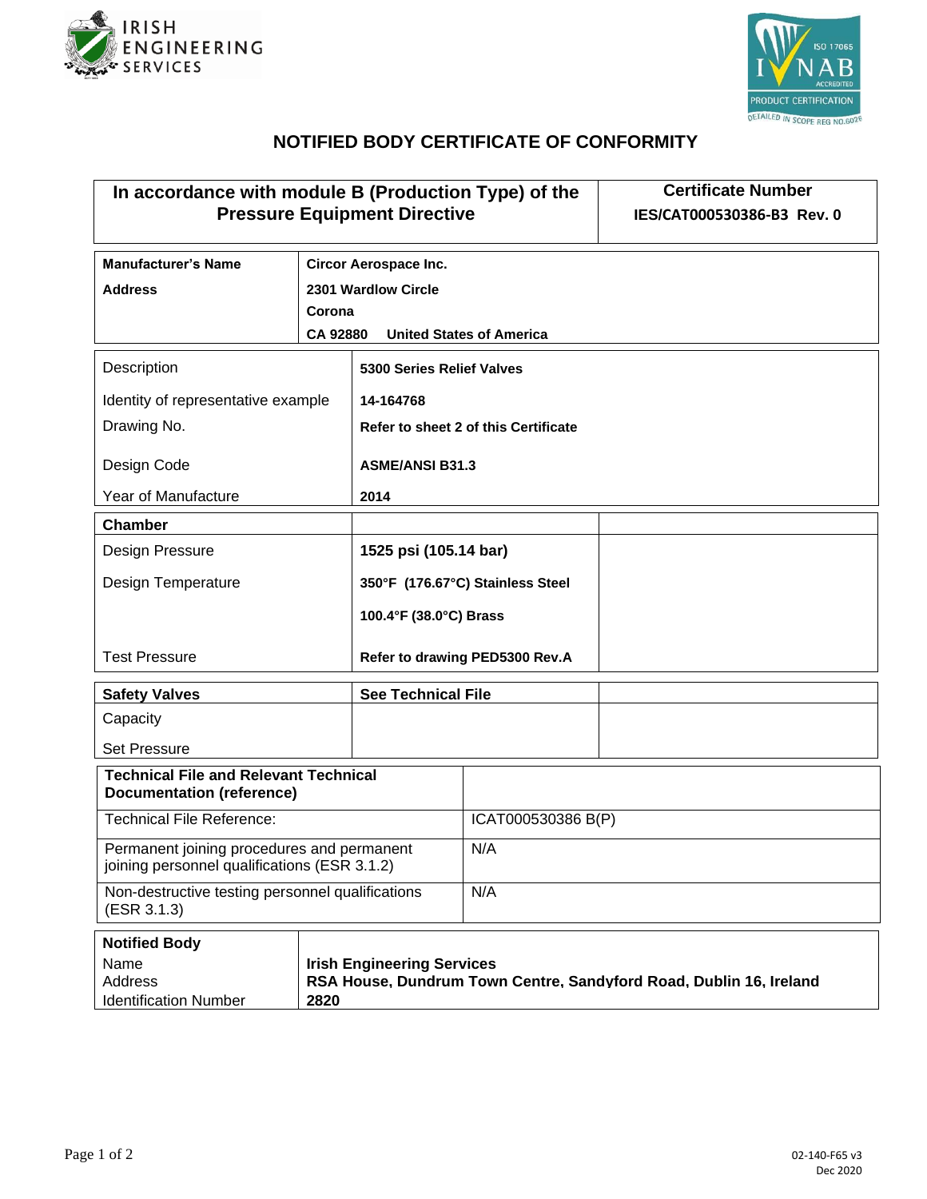IRISH ENGINEERING SERVICES

INAB ISO 17065 ACCREDITED PRODUCT CERTIFICATION DETAILED IN SCOPE REG NO.602

# NOTIFIED BODY CERTIFICATE OF CONFORMITY

| In accordance with module B (Production Type) of the Pressure Equipment Directive | Certificate Number IES/CAT000530386-B3 Rev. 0 |
|---|---|

| | |
|---|---|
| **Manufacturer's Name** | **Circor Aerospace Inc.** |
| **Address** | **2301 Wardlow Circle**<br>**Corona**<br>**CA 92880 United States of America** |

| | |
|---|---|
| Description | **5300 Series Relief Valves** |
| Identity of representative example | **14-164768** |
| Drawing No. | **Refer to sheet 2 of this Certificate** |
| Design Code | **ASME/ANSI B31.3** |
| Year of Manufacture | **2014** |

| **Chamber** | | |
|---|---|---|
| Design Pressure | **1525 psi (105.14 bar)** | |
| Design Temperature | **350°F (176.67°C) Stainless Steel**<br>**100.4°F (38.0°C) Brass** | |
| Test Pressure | **Refer to drawing PED5300 Rev.A** | |

| **Safety Valves** | **See Technical File** | |
|---|---|---|
| Capacity | | |
| Set Pressure | | |

| **Technical File and Relevant Technical Documentation (reference)** | |
|---|---|
| Technical File Reference: | ICAT000530386 B(P) |
| Permanent joining procedures and permanent joining personnel qualifications (ESR 3.1.2) | N/A |
| Non-destructive testing personnel qualifications (ESR 3.1.3) | N/A |

| **Notified Body** | |
|---|---|
| Name | **Irish Engineering Services** |
| Address | **RSA House, Dundrum Town Centre, Sandyford Road, Dublin 16, Ireland** |
| Identification Number | **2820** |

02-140-F65 v3
Dec 2020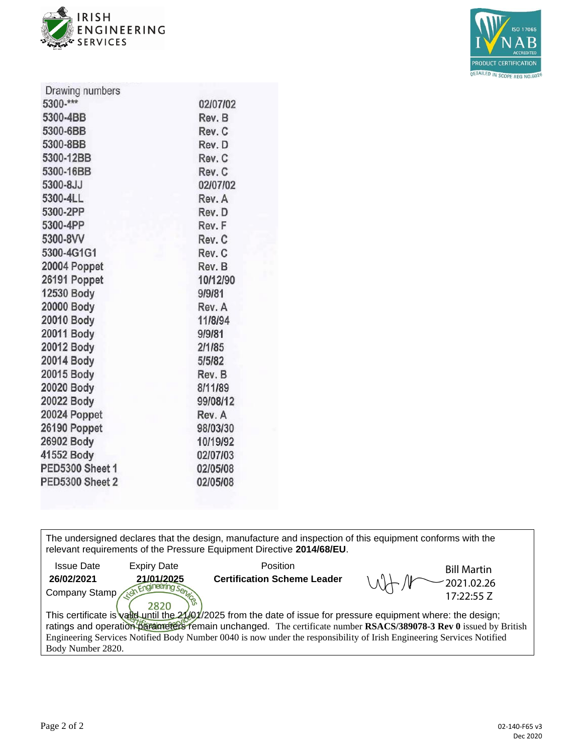IRISH ENGINEERING SERVICES

ISO 17065 INAB ACCREDITED PRODUCT CERTIFICATION DETAILED IN SCOPE REG NO.6026

| Drawing numbers | |
|---|---|
| 5300-*** | 02/07/02 |
| 5300-4BB | Rev. B |
| 5300-6BB | Rev. C |
| 5300-8BB | Rev. D |
| 5300-12BB | Rev. C |
| 5300-16BB | Rev. C |
| 5300-8JJ | 02/07/02 |
| 5300-4LL | Rev. A |
| 5300-2PP | Rev. D |
| 5300-4PP | Rev. F |
| 5300-8VV | Rev. C |
| 5300-4G1G1 | Rev. C |
| 20004 Poppet | Rev. B |
| 26191 Poppet | 10/12/90 |
| 12530 Body | 9/9/81 |
| 20000 Body | Rev. A |
| 20010 Body | 11/8/94 |
| 20011 Body | 9/9/81 |
| 20012 Body | 2/1/85 |
| 20014 Body | 5/5/82 |
| 20015 Body | Rev. B |
| 20020 Body | 8/11/89 |
| 20022 Body | 99/08/12 |
| 20024 Poppet | Rev. A |
| 26190 Poppet | 98/03/30 |
| 26902 Body | 10/19/92 |
| 41552 Body | 02/07/03 |
| PED5300 Sheet 1 | 02/05/08 |
| PED5300 Sheet 2 | 02/05/08 |

The undersigned declares that the design, manufacture and inspection of this equipment conforms with the relevant requirements of the Pressure Equipment Directive **2014/68/EU**.

| Issue Date | Expiry Date | Position | |
|---|---|---|---|
| **26/02/2021** | **21/01/2025** | **Certification Scheme Leader** | Bill Martin 2021.02.26 17:22:55 Z |

Company Stamp: Irish Engineering Services 2820 Certification Services

This certificate is valid until the 21/01/2025 from the date of issue for pressure equipment where: the design; ratings and operation parameters remain unchanged. The certificate number **RSACS/389078-3 Rev 0** issued by British Engineering Services Notified Body Number 0040 is now under the responsibility of Irish Engineering Services Notified Body Number 2820.

02-140-F65 v3
Dec 2020